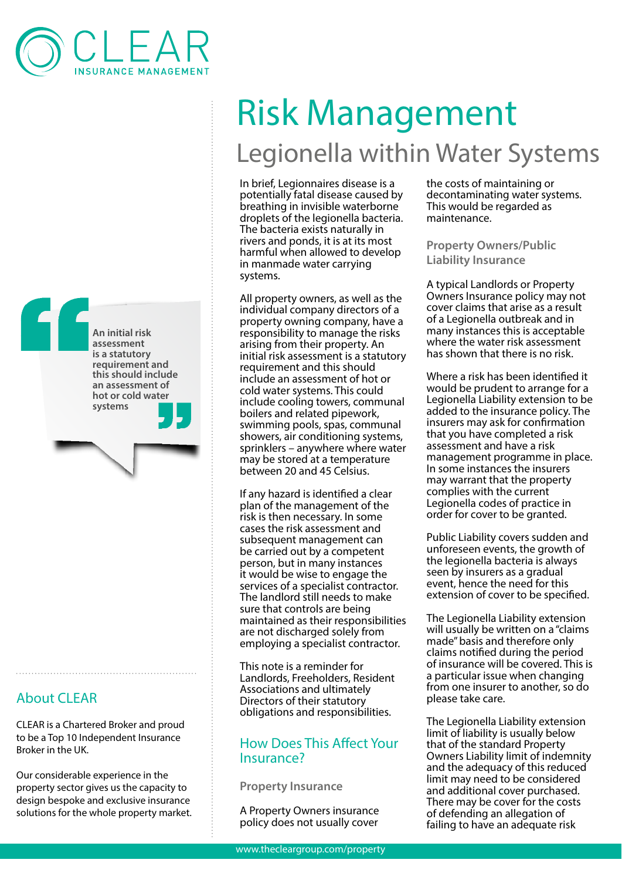# Risk Management

## Legionella within Water Systems

In brief, Legionnaires disease is a potentially fatal disease caused by breathing in invisible waterborne droplets of the legionella bacteria. The bacteria exists naturally in rivers and ponds, it is at its most harmful when allowed to develop in manmade water carrying systems.

All property owners, as well as the individual company directors of a property owning company, have a responsibility to manage the risks arising from their property. An initial risk assessment is a statutory requirement and this should include an assessment of hot or cold water systems. This could include cooling towers, communal boilers and related pipework, swimming pools, spas, communal showers, air conditioning systems, sprinklers – anywhere where water may be stored at a temperature between 20 and 45 Celsius.

> **An initial risk assessment is a statutory requirement and this should include an assessment of hot or cold water systems**

If any hazard is identified a clear plan of the management of the risk is then necessary. In some cases the risk assessment and subsequent management can be carried out by a competent person, but in many instances it would be wise to engage the services of a specialist contractor. The landlord still needs to make sure that controls are being maintained as their responsibilities are not discharged solely from employing a specialist contractor.

This note is a reminder for Landlords, Freeholders, Resident Associations and ultimately Directors of their statutory obligations and responsibilities.

## How Does This Affect Your Insurance?

### Property Insurance

A Property Owners insurance policy does not usually cover the costs of maintaining or decontaminating water systems. This would be regarded as maintenance.

### Property Owners/Public Liability Insurance

A typical Landlords or Property Owners Insurance policy may not cover claims that arise as a result of a Legionella outbreak and in many instances this is acceptable where the water risk assessment has shown that there is no risk.

Where a risk has been identified it would be prudent to arrange for a Legionella Liability extension to be added to the insurance policy. The insurers may ask for confirmation that you have completed a risk assessment and have a risk management programme in place. In some instances the insurers may warrant that the property complies with the current Legionella codes of practice in order for cover to be granted.

Public Liability covers sudden and unforeseen events, the growth of the legionella bacteria is always seen by insurers as a gradual event, hence the need for this extension of cover to be specified.

The Legionella Liability extension will usually be written on a "claims made" basis and therefore only claims notified during the period of insurance will be covered. This is a particular issue when changing from one insurer to another, so do please take care.

The Legionella Liability extension limit of liability is usually below that of the standard Property Owners Liability limit of indemnity and the adequacy of this reduced limit may need to be considered and additional cover purchased. There may be cover for the costs of defending an allegation of failing to have an adequate risk

## About CLEAR

CLEAR is a Chartered Broker and proud to be a Top 10 Independent Insurance Broker in the UK.

Our considerable experience in the property sector gives us the capacity to design bespoke and exclusive insurance solutions for the whole property market.

www.thecleargroup.com/property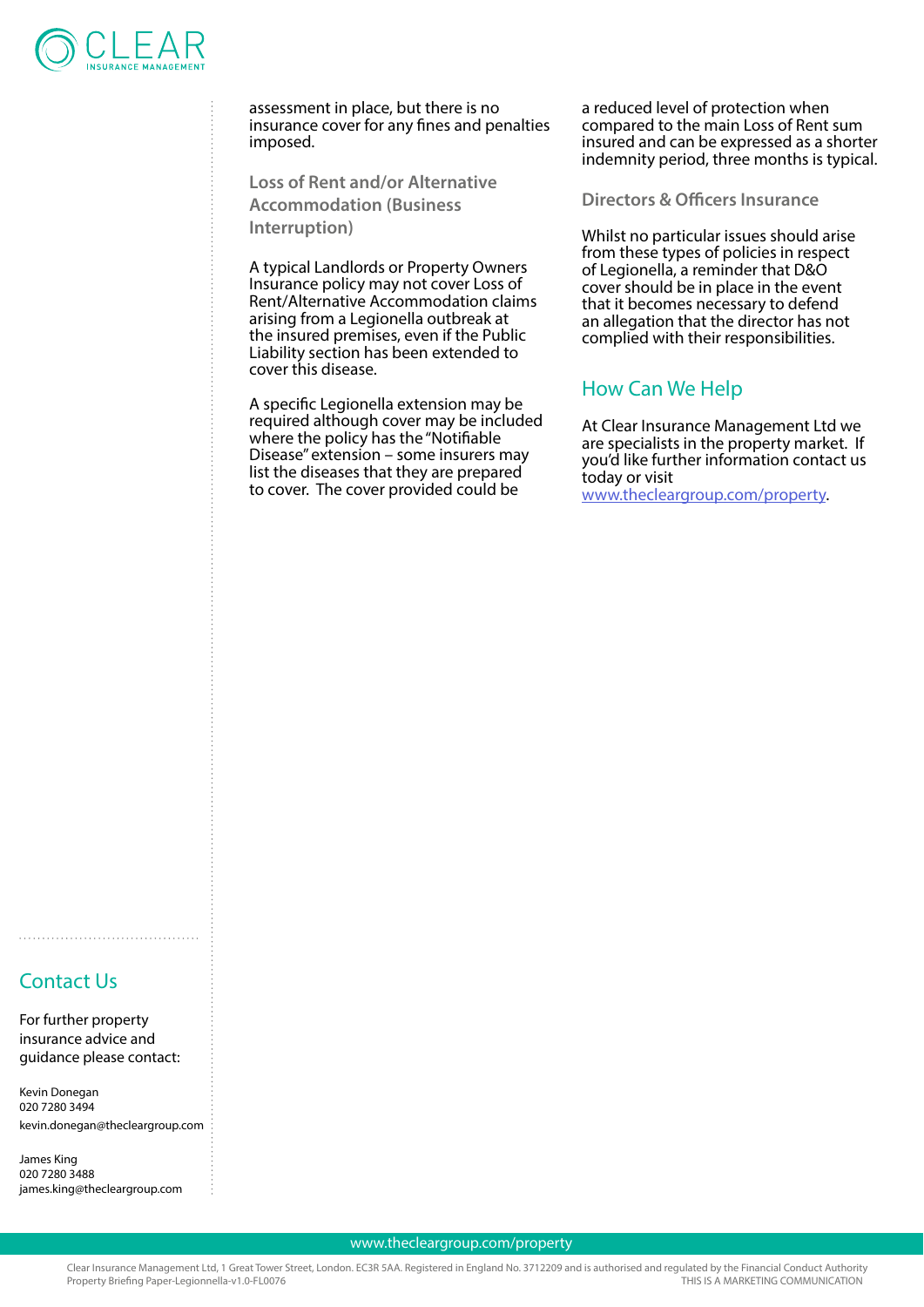assessment in place, but there is no insurance cover for any fines and penalties imposed.

### Loss of Rent and/or Alternative Accommodation (Business Interruption)

A typical Landlords or Property Owners Insurance policy may not cover Loss of Rent/Alternative Accommodation claims arising from a Legionella outbreak at the insured premises, even if the Public Liability section has been extended to cover this disease.

A specific Legionella extension may be required although cover may be included where the policy has the "Notifiable Disease" extension – some insurers may list the diseases that they are prepared to cover. The cover provided could be a reduced level of protection when compared to the main Loss of Rent sum insured and can be expressed as a shorter indemnity period, three months is typical.

### Directors & Officers Insurance

Whilst no particular issues should arise from these types of policies in respect of Legionella, a reminder that D&O cover should be in place in the event that it becomes necessary to defend an allegation that the director has not complied with their responsibilities.

## How Can We Help

At Clear Insurance Management Ltd we are specialists in the property market. If you'd like further information contact us today or visit [www.thecleargroup.com/property](www.thecleargroup.com/property).

## Contact Us

For further property insurance advice and guidance please contact:

Kevin Donegan
020 7280 3494
kevin.donegan@thecleargroup.com

James King
020 7280 3488
james.king@thecleargroup.com

www.thecleargroup.com/property

Clear Insurance Management Ltd, 1 Great Tower Street, London. EC3R 5AA. Registered in England No. 3712209 and is authorised and regulated by the Financial Conduct Authority
Property Briefing Paper-Legionnella-v1.0-FL0076

THIS IS A MARKETING COMMUNICATION